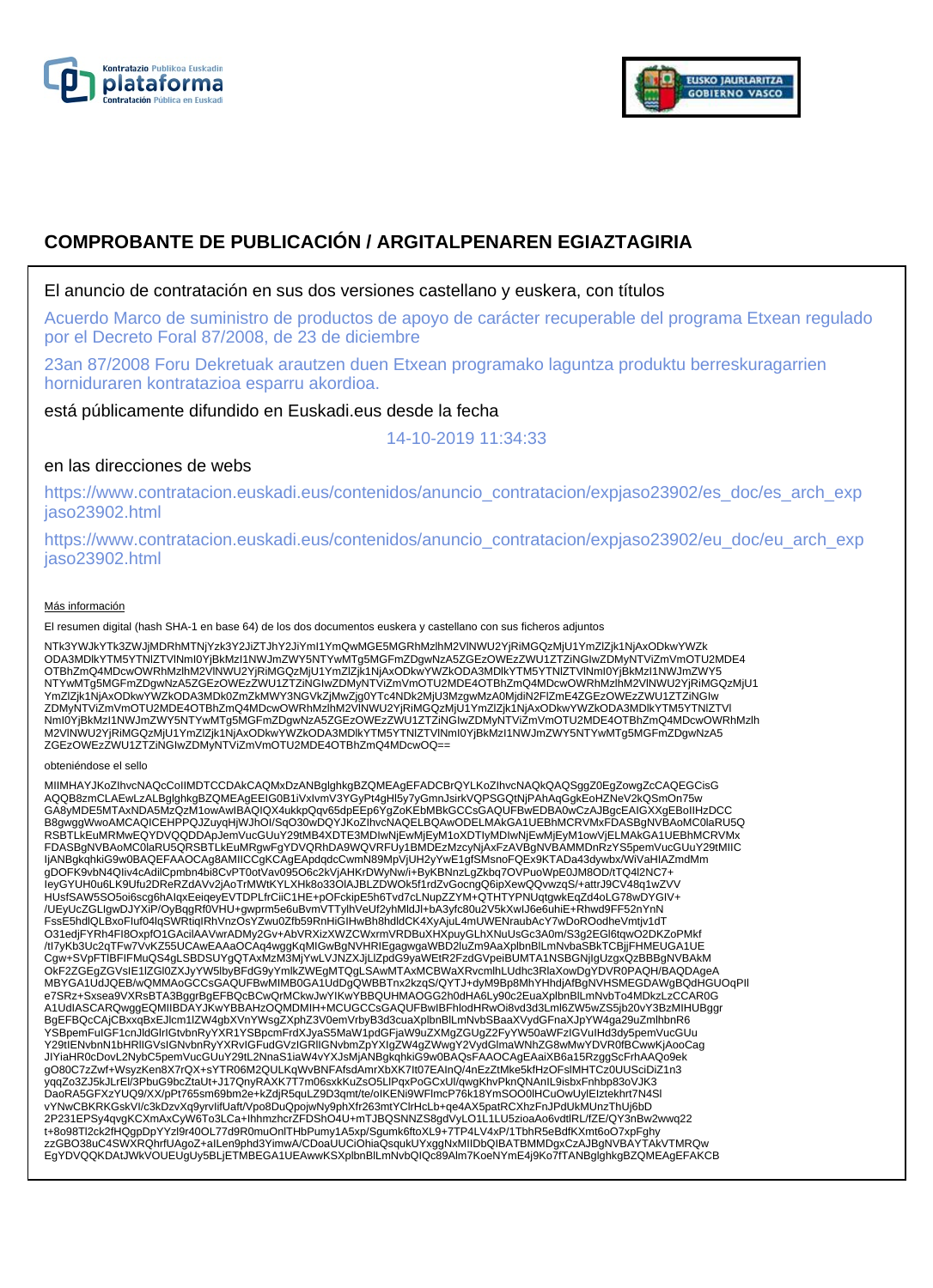# COMPROBANTE DE PUBLICACIÓN / ARGITALPENAREN EGIAZTAGIRIA

El anuncio de contratación en sus dos versiones castellano y euskera, con títulos

Acuerdo Marco de suministro de productos de apoyo de carácter recuperable del programa Etxean regulado por el Decreto Foral 87/2008, de 23 de diciembre

23an 87/2008 Foru Dekretuak arautzen duen Etxean programako laguntza produktu berreskuragarrien horniduraren kontratazioa esparru akordioa.

está públicamente difundido en Euskadi.eus desde la fecha

14-10-2019 11:34:33

en las direcciones de webs

https://www.contratacion.euskadi.eus/contenidos/anuncio_contratacion/expjaso23902/es_doc/es_arch_expjaso23902.html

https://www.contratacion.euskadi.eus/contenidos/anuncio_contratacion/expjaso23902/eu_doc/eu_arch_expjaso23902.html

Más información

El resumen digital (hash SHA-1 en base 64) de los dos documentos euskera y castellano con sus ficheros adjuntos

NTk3YWJkYTk3ZWJjMDRhMTNjYzk3Y2JiZTJhY2JiYml1YmQwMGE5MGRhMzlhM2VlNWU2YjRiMGQzMjU1YmZlZjk1NjAxODkwYWZk
ODA3MDlkYTM5YTNlZTVlNmI0YjBkMzI1NWJmZWY5NTYwMTg5MGFmZDgwNzA5ZGEzOWEzZWU1ZTZiNGIwZDMyNTViZmVmOTU2MDE4
OTBhZmQ4MDcwOWRhMzlhM2VlNWU2YjRiMGQzMjU1YmZlZjk1NjAxODkwYWZkODA3MDlkYTM5YTNlZTVlNmI0YjBkMzI1NWJmZWY5
NTYwMTg5MGFmZDgwNzA5ZGEzOWEzZWU1ZTZiNGIwZDMyNTViZmVmOTU2MDE4OTBhZmQ4MDcwOWRhMzlhM2VlNWU2YjRiMGQzMjU1
YmZlZjk1NjAxODkwYWZkODA3MDk0ZmZkMWY3NGVkZjMwZjg0YTc4NDk2MjU3MzgwMzA0MjdiN2FlZmE4ZGEzOWEzZWU1ZTZiNGIw
ZDMyNTViZmVmOTU2MDE4OTBhZmQ4MDcwOWRhMzlhM2VlNWU2YjRiMGQzMjU1YmZlZjk1NjAxODkwYWZkODA3MDlkYTM5YTNlZTVl
NmI0YjBkMzI1NWJmZWY5NTYwMTg5MGFmZDgwNzA5ZGEzOWEzZWU1ZTZiNGIwZDMyNTViZmVmOTU2MDE4OTBhZmQ4MDcwOWRhMzlh
M2VlNWU2YjRiMGQzMjU1YmZlZjk1NjAxODkwYWZkODA3MDlkYTM5YTNlZTVlNmI0YjBkMzI1NWJmZWY5NTYwMTg5MGFmZDgwNzA5
ZGEzOWEzZWU1ZTZiNGIwZDMyNTViZmVmOTU2MDE4OTBhZmQ4MDcwOQ==

obteniéndose el sello

MIIMHAYJKoZIhvcNAQcCoIIMDTCCDAkCAQMxDzANBglghkgBZQMEAgEFADCBrQYLKoZIhvcNAQkQAQSggZ0EgZowgZcCAQEGCisG
AQQB8zmCLAEwLzALBglghkgBZQMEAgEEIG0B1iVxlvmV3YGyPt4gHl5y7yGmnJsirkVQPSGQtNjPAhAqGgkEoHZNeV2kQSmOn75w
GA8yMDE5MTAxNDA5MzQzM1owAwIBAQIQX4ukkpQqv65dpEEp6YgZoKEbMBkGCCsGAQUFBwEDBA0wCzAJBgcEAIGXXgEBoIIHzDCC
B8gwggWwoAMCAQICEHPPQJZuyqHjWJhOl/SqO30wDQYJKoZIhvcNAQELBQAwODELMAkGA1UEBhMCRVMxFDASBgNVBAoMC0laRU5Q
RSBTLkEuMRMwEQYDVQQDDApJemVucGUuY29tMB4XDTE3MDIwNjEwMjEyM1oXDTIyMDIwNjEwMjEyM1owVjELMAkGA1UEBhMCRVMx
FDASBgNVBAoMC0laRU5QRSBTLkEuMRgwFgYDVQRhDA9WQVRFUy1BMDEzMzcyNjAxFzAVBgNVBAMMDnRzYS5pemVucGUuY29tMIIC
IjANBgkqhkiG9w0BAQEFAAOCAg8AMIICCgKCAgEApdqdcCwmN89MpVjUH2yYwE1gfSMsnoFQEx9KTADa43dywbx/WiVaHIAZmdMm
gDOFK9vbN4QIiv4cAdilCpmbn4bi8CvPT0otVav095O6c2kVjAHKrDWyNw/i+ByKBNnzLgZkbq7OVPuoWpE0JM8OD/tTQ4l2NC7+
IeyGYUH0u6LK9Ufu2DReRZdAVv2jAoTrMWtKYLXHk8o33OlAJBLZDWOk5f1rdZvGocngQ6ipXewQQvwzqS/+attrJ9CV48q1wZVV
HUsfSAW5SO5oi6scg6hAIqxEeiqeyEVTDPLfrCiiC1HE+pOFckipE5h6Tvd7cLNupZZYM+QTHTYPNUqtgwkEqZd4oLG78wDYGIV+
/UEyUcZGLlgwDJYXiP/OyBqgRf0VHU+gwprm5e6uBvmVTTylhVeUf2yhMldJl+bA3yfc80u2V5kXwlJ6e6uhiE+Rhwd9FF52nYnN
FssE5hdlQLBxoFluf04lqSWRtiqIRhVnzOsYZwu0Zfb59RnHiGIHwBh8hdldCK4XyAjuL4mUWENraubAcY7wDoROodheVmtjv1dT
O31edjFYRh4FI8OxpfO1GAciIAAVwrADMy2Gv+AbVRXizXWZCWxrmVRDBuXHXpuyGLhXNuUsGc3A0m/S3g2EGl6tqwO2DKZoPMkf
/tI7yKb3Uc2qTFw7VvKZ55UCAwEAAaOCAq4wggKqMIGwBgNVHRIEgagwgwaWBD2luZm9AaXplbnBlLmNvbaSBkTCBjjFHMEUGA1UE
Cgw+SVpFTlBFIFMuQS4gLSBDSUYgQTAxMzM3MjYwLVJNZXJjLlZpdG9yaWEtR2FzdGVpeiBUMTA1NSBGNjlgUzgxQzBBBgNVBAkM
OkF2ZGEgZGVsIE1lZGl0ZXJyYW5lbyBFdG9yYmlkZWEgMTQgLSAwMTAxMCBWaXRvcmlhLUdhc3RlaXowDgYDVR0PAQH/BAQDAgeA
MBYGA1UdJQEB/wQMMAoGCCsGAQUFBwMIMB0GA1UdDgQWBBTnx2kzqS/QYTJ+dyM9Bp8MhYHhdjAfBgNVHSMEGDAWgBQdHGUOqPlI
e7SRz+Sxsea9VXRsBTA3BggrBgEFBQcBCwQrMCkwJwYIKwYBBQUHMAOGG2h0dHA6Ly90c2EuaXplbnBlLmNvbTo4MDkzLzCCAR0G
A1UdIASCARQwggEQMIIBDAYJKwYBBAHzOQMDMIH+MCUGCCsGAQUFBwIBFhlodHRwOi8vd3d3Lml6ZW5wZS5jb20vY3BzMIHUBggr
BgEFBQcCAjCBxxqBxEJlcm1lZW4gbXVnYWsgZXphZ3V0emVrbyB3d3cuaXplbnBlLmNvbSBaaXVydGFnaXJpYW4ga29uZmlhbnR6
YSBpemFuIGF1cnJldGlrIGtvbnRyYXR1YSBpcmFrdXJyaS5MaW1pdGFjaW9uZXMgZGUgZ2FyYW50aWFzIGVuIHd3dy5pemVucGUu
Y29tIENvbnN1bHRlIGVsIGNvbnRyYXRvIGFudGVzIGRlIGNvbmZpYXIgZW4gZWwgY2VydGlmaWNhZG8wMwYDVR0fBCwwKjAooCag
JIYiaHR0cDovL2NybC5pemVucGUuY29tL2NnaS1iaW4vYXJsMjANBgkqhkiG9w0BAQsFAAOCAgEAaiXB6a15RzggScFrhAAQo9ek
gO80C7zZwf+WsyzKen8X7rQX+sYTR06M2QULKqWvBNFAfsdAmrXbXK7It07EAInQ/4nEzZtMke5kfHzOFslMHTCz0UUSciDiZ1n3
yqqZo3ZJ5kJLrEl/3PbuG9bcZtaUt+J17QnyRAXK7T7m06sxkKuZsO5LlPqxPoGCxUl/qwgKhvPknQNAnIL9isbxFnhbp83oVJK3
DaoRA5GFXzYUQ9/XX/pPt765sm69bm2e+kZdjR5quLZ9D3qmt/te/oIKENi9WFlmcP76k18YmSOO0lHCuOwUylEIztekhrt7N4Sl
vYNwCBKRKGskVl/c3kDzvXq9yrvlifUaft/Vpo8DuQpojwNy9phXfr263mtYClrHcLb+qe4AX5patRCXhzFnJPdUkMUnzThUj6bD
2P231EPSy4qvgKCXmAxCyW6To3LCa+IhhmzhcrZFDShO4U+mTJBQSNNZS8gdVyLO1L1LU5zioaAo6vdtlRL/fZE/QY3nBw2wwq22
t+8o98Tl2ck2fHQgpDpYYzl9r40OL77d9R0muOnlTHbPumy1A5xp/Sgumk6ftoXL9+7TP4LV4xP/1TbhR5eBdfKXmt6oO7xpFghy
zzGBO38uC4SWXRQhrfUAgoZ+alLen9phd3YimwA/CDoaUUCiOhiaQsqukUYxggNxMIIDbQIBATBMMDgxCzAJBgNVBAYTAkVTMRQw
EgYDVQQKDAtJWkVOUEUgUy5BLjETMBEGA1UEAwwKSXplbnBlLmNvbQIQc89Alm7KoeNYmE4j9Ko7fTANBglghkgBZQMEAgEFAKCB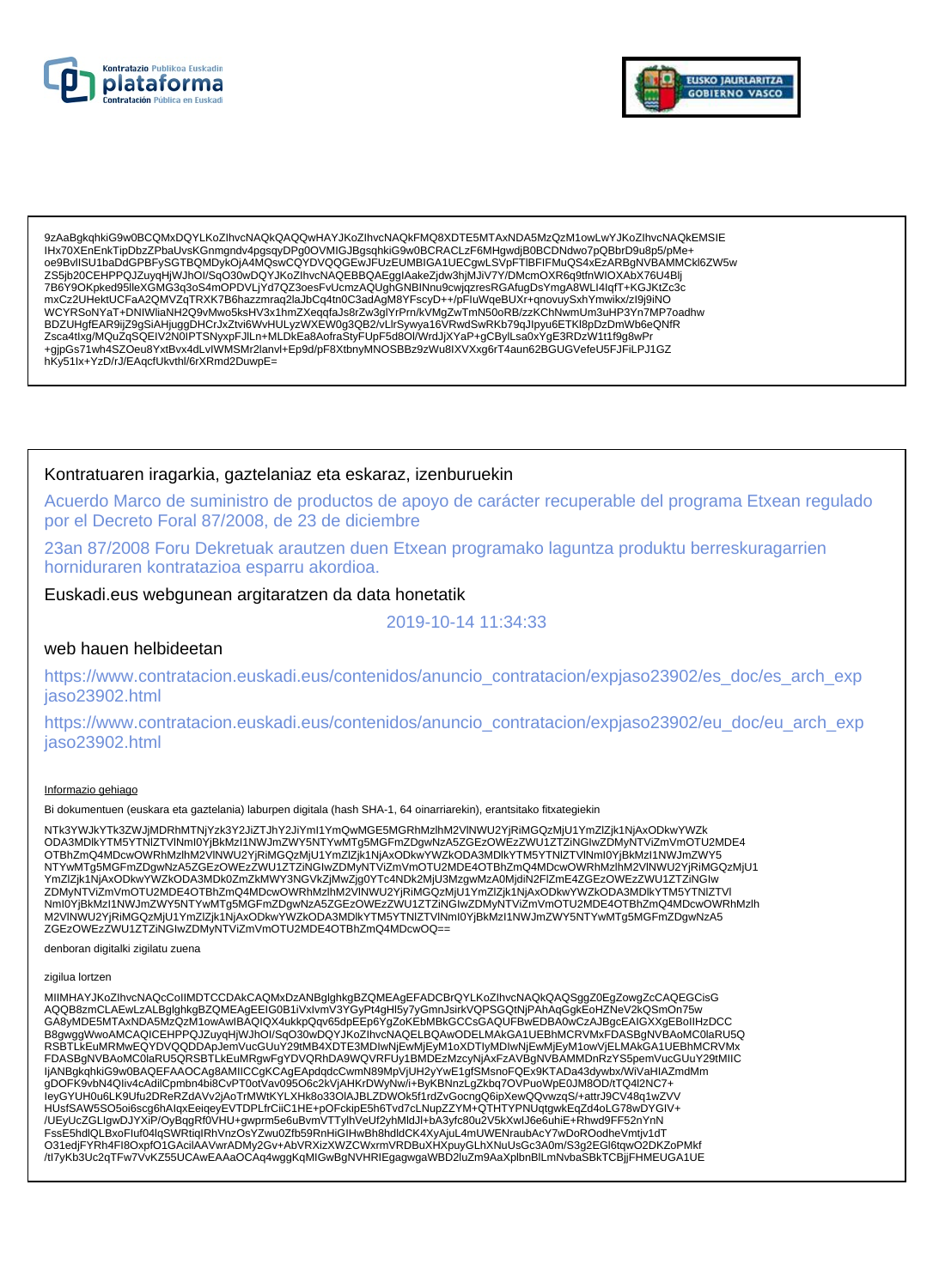9zAaBgkqhkiG9w0BCQMxDQYLKoZIhvcNAQkQAQQwHAYJKoZIhvcNAQkFMQ8XDTE5MTAxNDA5MzQzM1owLwYJKoZIhvcNAQkEMSIE
IHx70XEnEnkTipDbzZPbaUvsKGnmgndv4pgsqyDPg0OVMIGJBgsqhkiG9w0BCRACLzF6MHgwdjB0BCDNdwo7pQBbrD9u8p5/pMe+
oe9BvlISU1baDdGPBFySGTBQMDykOjA4MQswCQYDVQQGEwJFUzEUMBIGA1UECgwLSVpFTlBFIFMuQS4xEzARBgNVBAMMCkl6ZW5w
ZS5jb20CEHPPQJZuyqHjWJhOI/SqO30wDQYJKoZIhvcNAQEBBQAEggIAakeZjdw3hjMJiV7Y/DMcmOXR6q9tfnWIOXAbX76U4Blj
7B6Y9OKpked95lleXGMG3q3oS4mOPDVLjYd7QZ3oesFvUcmzAQUghGNBINnu9cwjqzresRGAfugDsYmgA8WLI4lqfT+KGJKtZc3c
mxCz2UHektUCFaA2QMVZqTRXK7B6hazzmraq2laJbCq4tn0C3adAgM8YFscyD++/pFIuWqeBUXr+qnovuySxhYmwikx/zI9j9iNO
WCYRSoNYaT+DNIWliaNH2Q9vMwo5ksHV3x1hmZXeqqfaJs8rZw3gIYrPrn/kVMgZwTmN50oRB/zzKChNwmUm3uHP3Yn7MP7oadhw
BDZUHgfEAR9ijZ9gSiAHjuggDHCrJxZtvi6WvHULyzWXEW0g3QB2/vLlrSywya16VRwdSwRKb79qJIpyu6ETKl8pDzDmWb6eQNfR
Zsca4tIxg/MQuZqSQEIV2N0IPTSNyxpFJlLn+MLDkEa8AofraStyFUpF5d8OI/WrdJjXYaP+gCBylLsa0xYgE3RDzW1t1f9g8wPr
+gjpGs71wh4SZOeu8YxtBvx4dLvIWMSMr2lanvl+Ep9d/pF8XtbnyMNOSBBz9zWu8lXVXxg6rT4aun62BGUGVefeU5FJFiLPJ1GZ
hKy51lx+YzD/rJ/EAqcfUkvthl/6rXRmd2DuwpE=

Kontratuaren iragarkia, gaztelaniaz eta eskaraz, izenburuekin

Acuerdo Marco de suministro de productos de apoyo de carácter recuperable del programa Etxean regulado por el Decreto Foral 87/2008, de 23 de diciembre

23an 87/2008 Foru Dekretuak arautzen duen Etxean programako laguntza produktu berreskuragarrien horniduraren kontratazioa esparru akordioa.

Euskadi.eus webgunean argitaratzen da data honetatik

2019-10-14 11:34:33

web hauen helbideetan

https://www.contratacion.euskadi.eus/contenidos/anuncio_contratacion/expjaso23902/es_doc/es_arch_expjaso23902.html

https://www.contratacion.euskadi.eus/contenidos/anuncio_contratacion/expjaso23902/eu_doc/eu_arch_expjaso23902.html

Informazio gehiago

Bi dokumentuen (euskara eta gaztelania) laburpen digitala (hash SHA-1, 64 oinarriarekin), erantsitako fitxategiekin

NTk3YWJkYTk3ZWJjMDRhMTNjYzk3Y2JiZTJhY2JiYmI1YmQwMGE5MGRhMzlhM2VlNWU2YjRiMGQzMjU1YmZlZjk1NjAxODkwYWZk
ODA3MDlkYTM5YTNlZTVlNmI0YjBkMzI1NWJmZWY5NTYwMTg5MGFmZDgwNzA5ZGEzOWEzZWU1ZTZiNGIwZDMyNTViZmVmOTU2MDE4
OTBhZmQ4MDcwOWRhMzlhM2VlNWU2YjRiMGQzMjU1YmZlZjk1NjAxODkwYWZkODA3MDlkYTM5YTNlZTVlNmI0YjBkMzI1NWJmZWY5
NTYwMTg5MGFmZDgwNzA5ZGEzOWEzZWU1ZTZiNGIwZDMyNTViZmVmOTU2MDE4OTBhZmQ4MDcwOWRhMzlhM2VlNWU2YjRiMGQzMjU1
YmZlZjk1NjAxODkwYWZkODA3MDk0ZmZkMWY3NGVkZjMwZjg0YTc4NDk2MjU3MzgwMzA0MjdiN2FlZmE4ZGEzOWEzZWU1ZTZiNGIw
ZDMyNTViZmVmOTU2MDE4OTBhZmQ4MDcwOWRhMzlhM2VlNWU2YjRiMGQzMjU1YmZlZjk1NjAxODkwYWZkODA3MDlkYTM5YTNlZTVl
NmI0YjBkMzI1NWJmZWY5NTYwMTg5MGFmZDgwNzA5ZGEzOWEzZWU1ZTZiNGIwZDMyNTViZmVmOTU2MDE4OTBhZmQ4MDcwOWRhMzlh
M2VlNWU2YjRiMGQzMjU1YmZlZjk1NjAxODkwYWZkODA3MDlkYTM5YTNlZTVlNmI0YjBkMzI1NWJmZWY5NTYwMTg5MGFmZDgwNzA5
ZGEzOWEzZWU1ZTZiNGIwZDMyNTViZmVmOTU2MDE4OTBhZmQ4MDcwOQ==

denboran digitalki zigilatu zuena

zigilua lortzen

MIIMHAYJKoZIhvcNAQcCoIIMDTCCDAkCAQMxDzANBglghkgBZQMEAgEFADCBrQYLKoZIhvcNAQkQAQSggZ0EgZowgZcCAQEGCisG
AQQB8zmCLAEwLzALBglghkgBZQMEAgEEIG0B1iVxlvmV3YGyPt4gHl5y7yGmnJsirkVQPSGQtNjPAhAqGgkEoHZNeV2kQSmOn75w
GA8yMDE5MTAxNDA5MzQzM1owAwIBAQIQX4ukkpQqv65dpEEp6YgZoKEbMBkGCCsGAQUFBwEDBA0wCzAJBgcEAIGXXgEBoIIHzDCC
B8gwggWwoAMCAQICEHPPQJZuyqHjWJhOI/SqO30wDQYJKoZIhvcNAQELBQAwODELMAkGA1UEBhMCRVMxFDASBgNVBAoMC0laRU5Q
RSBTLkEuMRMwEQYDVQQDDApJemVucGUuY29tMB4XDTE3MDIwNjEwMjEyM1oXDTIyMDIwNjEwMjEyM1owVjELMAkGA1UEBhMCRVMx
FDASBgNVBAoMC0laRU5QRSBTLkEuMRgwFgYDVQRhDA9WQVRFUy1BMDEzMzcyNjAxFzAVBgNVBAMMDnRzYS5pemVucGUuY29tMIIC
IjANBgkqhkiG9w0BAQEFAAOCAg8AMIICCgKCAgEApdqdcCwmN89MpVjUH2yYwE1gfSMsnoFQEx9KTADa43dywbx/WiVaHIAZmdMm
gDOFK9vbN4Qiv4cAdilCpmbn4bi8CvPT0otVav095O6c2kVjAHKrDWyNw/i+ByKBNnzLgZkbq7OVPuoWpE0JM8OD/tTQ4l2NC7+
IeyGYUH0u6LK9Ufu2DReRZdAVv2jAoTrMWtKYLXHk8o33OIAJBLZDWOk5f1rdZvGocngQ6ipXewQQvwzqS/+attrJ9CV48q1wZVV
HUsfSAW5SO5oi6scg6hAIqxEeiqeyEVTDPLfrCiiC1HE+pOFckipE5h6Tvd7cLNupZZYM+QTHTYPNUqtgwkEqZd4oLG78wDYGIV+
/UEyUcZGLIgwDJYXiP/OyBqgRf0VHU+gwprm5e6uBvmVTTylhVeUf2yhMldJl+bA3yfc80u2V5kXwlJ6e6uhiE+Rhwd9FF52nYnN
FssE5hdlQLBxoFluf04lqSWRtiqIRhVnzOsYZwu0Zfb59RnHiGIHwBh8hdldCK4XyAjuL4mUWENraubAcY7wDoROodheVmtjv1dT
O31edjFYRh4FI8OxpfO1GAcilAAVwrADMy2Gv+AbVRXizXWZCWxrmVRDBuXHXpuyGLhXNuUsGc3A0m/S3g2EGl6tqwO2DKZoPMkf
/tI7yKb3Uc2qTFw7VvKZ55UCAwEAAaOCAq4wggKqMIGwBgNVHRIEgagwgaWBD2luZm9AaXplbnBlLmNvbaSBkTCBjjFHMEUGA1UE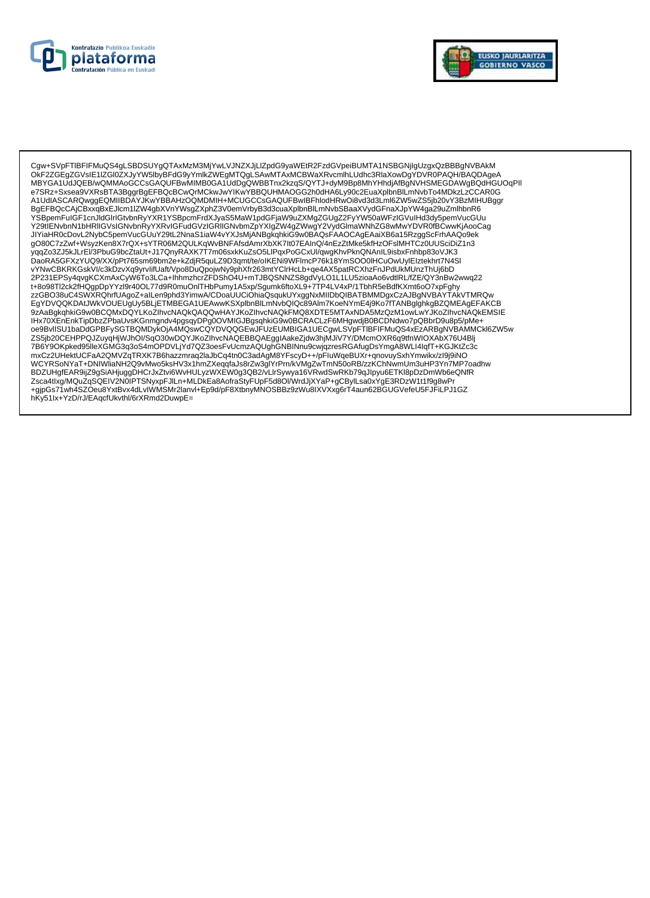Cgw+SVpFTlBFIFMuQS4gLSBDSUYgQTAxMzM3MjYwLVJNZXJjLlZpdG9yaWEtR2FzdGVpeiBUMTA1NSBGNjlgUzgxQzBBBgNVBAkM
OkF2ZGEgZGVsIE1lZGl0ZXJyYW5lbyBFdG9yYmlkZWEgMTQgLSAwMTAxMCBWaXRvcmlhLUdhc3RlaXowDgYDVR0PAQH/BAQDAgeA
MBYGA1UdJQEB/wQMMAoGCCsGAQUFBwMIMB0GA1UdDgQWBBTnx2kzqS/QYTJ+dyM9Bp8MhYHhdjAfBgNVHSMEGDAWgBQdHGUOqPIl
e7SRz+Sxsea9VXRsBTA3BggrBgEFBQcBCwQrMCkwJwYIKwYBBQUHMAOGG2h0dHA6Ly90c2EuaXplbnBlLmNvbTo4MDkzLzCCAR0G
A1UdIASCARQwggEQMIIBDAYJKwYBBAHzOQMDMIH+MCUGCCsGAQUFBwIBFhlodHRwOi8vd3d3Lml6ZW5wZS5jb20vY3BzMIHUBggr
BgEFBQcCAjCBxxqBxEJlcm1lZW4gbXVnYWsgZXphZ3V0emVrbyB3d3cuaXplbnBlLmNvbSBaaXVydGFnaXJpYW4ga29uZmlhbnR6
YSBpemFuIGF1cnJldGlrIGtvbnRyYXR1YSBpcmFrdXJyaS5MaW1pdGFjaW9uZXMgZGUgZ2FyYW50aWFzIGVuIHd3dy5pemVucGUu
Y29tIENvbnN1bHRlIGVsIGNvbnRyYXRvIGFudGVzIGRlIGNvbmZpYXIgZW4gZWwgY2VydGlmaWNhZG8wMwYDVR0fBCwwKjAooCag
JIYiaHR0cDovL2NybC5pemVucGUuY29tL2NnaS1iaW4vYXJsMjANBgkqhkiG9w0BAQsFAAOCAgEAaiXB6a15RzggScFrhAAQo9ek
gO80C7zZwf+WsyzKen8X7rQX+sYTR06M2QULKqWvBNFAfsdAmrXbXK7lt07EAInQ/4nEzZtMke5kfHzOFslMHTCz0UUSciDiZ1n3
yqqZo3ZJ5kJLrEl/3PbuG9bcZtaUt+J17QnyRAXK7T7m06sxkKuZsO5LlPqxPoGCxUl/qwgKhvPknQNAnIL9isbxFnhbp83oVJK3
DaoRA5GFXzYUQ9/XX/pPt765sm69bm2e+kZdjR5quLZ9D3qmt/te/oIKENi9WFlmcP76k18YmSOO0lHCuOwUylElztekhrt7N4Sl
vYNwCBKRKGskVl/c3kDzvXq9yrvlifUaft/Vpo8DuQpojwNy9phXfr263mtYClrHcLb+qe4AX5patRCXhzFnJPdUkMUnzThUj6bD
2P231EPSy4qvgKCXmAxCyW6To3LCa+IhhmzhcrZFDShO4U+mTJBQSNNZS8gdVyLO1L1LU5zioaAo6vdtlRL/fZE/QY3nBw2wwq22
t+8o98Tl2ck2fHQgpDpYYzl9r40OL77d9R0muOnlTHbPumy1A5xp/Sgumk6ftoXL9+7TP4LV4xP/1TbhR5eBdfKXmt6oO7xpFghy
zzGBO38uC4SWXRQhrfUAgoZ+aILen9phd3YimwA/CDoaUUCiOhiaQsqukUYxggNxMIIDbQIBATBMMDgxCzAJBgNVBAYTAkVTMRQw
EgYDVQQKDAtJWkVOUEUgUy5BLjETMBEGA1UEAwwKSXplbnBlLmNvbQIQc89Alm7KoeNYmE4j9Ko7fTANBglghkgBZQMEAgEFAKCB
9zAaBgkqhkiG9w0BCQMxDQYLKoZIhvcNAQkQAQQwHAYJKoZIhvcNAQkFMQ8XDTE5MTAxNDA5MzQzM1owLwYJKoZIhvcNAQkEMSIE
IHx70XEnEnkTipDbzZPbaUvsKGnmgndv4pgsqyDPg0OVMIGJBgsqhkiG9w0BCRACLzF6MHgwdjB0BCDNdwo7pQBbrD9u8p5/pMe+
oe9BvlISU1baDdGPBFySGTBQMDykOjA4MQswCQYDVQQGEwJFUzEUMBIGA1UECgwLSVpFTlBFIFMuQS4xEzARBgNVBAMMCkl6ZW5w
ZS5jb20CEHPPQJZuyqHjWJhOI/SqO30wDQYJKoZIhvcNAQEBBQAEggIAakeZjdw3hjMJiV7Y/DMcmOXR6q9tfnWIOXAbX76U4Blj
7B6Y9OKpked95lleXGMG3q3oS4mOPDVLjYd7QZ3oesFvUcmzAQUghGNBINnu9cwjqzresRGAfugDsYmgA8WLI4lqfT+KGJKtZc3c
mxCz2UHektUCFaA2QMVZqTRXK7B6hazzmraq2laJbCq4tn0C3adAgM8YFscyD++/pFIuWqeBUXr+qnovuySxhYmwikx/zI9j9iNO
WCYRSoNYaT+DNIWliaNH2Q9vMwo5ksHV3x1hmZXeqqfaJs8rZw3glYrPrn/kVMgZwTmN50oRB/zzKChNwmUm3uHP3Yn7MP7oadhw
BDZUHgfEAR9ijZ9gSiAHjuggDHCrJxZtvi6WvHULyzWXEW0g3QB2/vLlrSywya16VRwdSwRKb79qJIpyu6ETKl8pDzDmWb6eQNfR
Zsca4tIxg/MQuZqSQEIV2N0IPTSNyxpFJlLn+MLDkEa8AofraStyFUpF5d8Ol/WrdJjXYaP+gCBylLsa0xYgE3RDzW1t1f9g8wPr
+gjpGs71wh4SZOeu8YxtBvx4dLvIWMSMr2lanvl+Ep9d/pF8XtbnyMNOSBBz9zWu8IXVXxg6rT4aun62BGUGVefeU5FJFiLPJ1GZ
hKy51Ix+YzD/rJ/EAqcfUkvthl/6rXRmd2DuwpE=